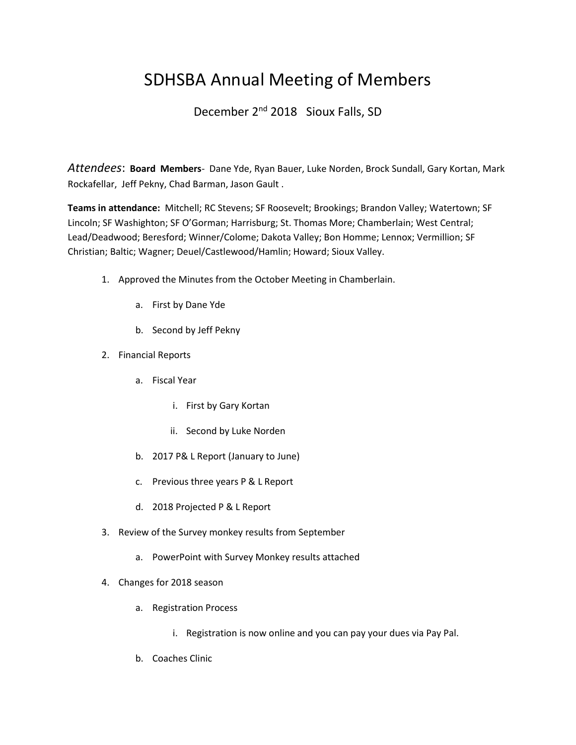# SDHSBA Annual Meeting of Members

December 2nd 2018   Sioux Falls, SD

*Attendees*: **Board Members**- Dane Yde, Ryan Bauer, Luke Norden, Brock Sundall, Gary Kortan, Mark Rockafellar, Jeff Pekny, Chad Barman, Jason Gault .

**Teams in attendance:** Mitchell; RC Stevens; SF Roosevelt; Brookings; Brandon Valley; Watertown; SF Lincoln; SF Washighton; SF O'Gorman; Harrisburg; St. Thomas More; Chamberlain; West Central; Lead/Deadwood; Beresford; Winner/Colome; Dakota Valley; Bon Homme; Lennox; Vermillion; SF Christian; Baltic; Wagner; Deuel/Castlewood/Hamlin; Howard; Sioux Valley.

1. Approved the Minutes from the October Meeting in Chamberlain.
    a. First by Dane Yde
    b. Second by Jeff Pekny
2. Financial Reports
    a. Fiscal Year
        i. First by Gary Kortan
        ii. Second by Luke Norden
    b. 2017 P& L Report (January to June)
    c. Previous three years P & L Report
    d. 2018 Projected P & L Report
3. Review of the Survey monkey results from September
    a. PowerPoint with Survey Monkey results attached
4. Changes for 2018 season
    a. Registration Process
        i. Registration is now online and you can pay your dues via Pay Pal.
    b. Coaches Clinic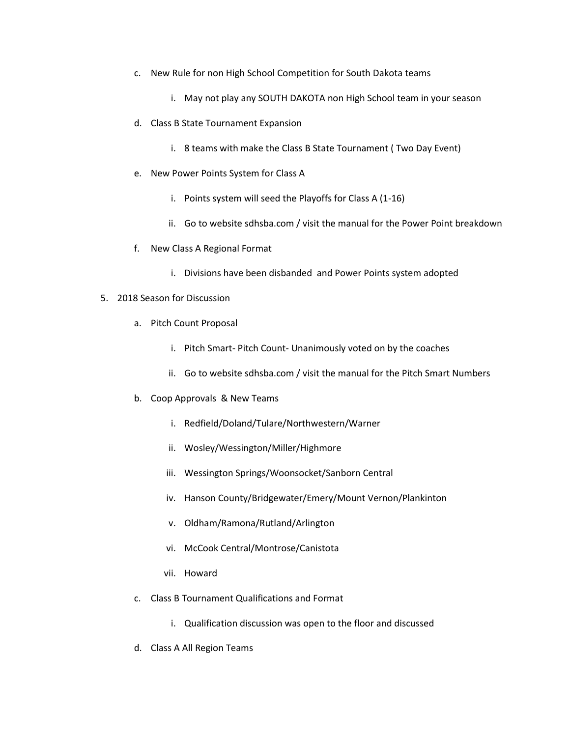c. New Rule for non High School Competition for South Dakota teams

   i. May not play any SOUTH DAKOTA non High School team in your season

d. Class B State Tournament Expansion

   i. 8 teams with make the Class B State Tournament ( Two Day Event)

e. New Power Points System for Class A

   i. Points system will seed the Playoffs for Class A (1-16)

   ii. Go to website sdhsba.com / visit the manual for the Power Point breakdown

f. New Class A Regional Format

   i. Divisions have been disbanded and Power Points system adopted

5. 2018 Season for Discussion

   a. Pitch Count Proposal

      i. Pitch Smart- Pitch Count- Unanimously voted on by the coaches

      ii. Go to website sdhsba.com / visit the manual for the Pitch Smart Numbers

   b. Coop Approvals & New Teams

      i. Redfield/Doland/Tulare/Northwestern/Warner

      ii. Wosley/Wessington/Miller/Highmore

      iii. Wessington Springs/Woonsocket/Sanborn Central

      iv. Hanson County/Bridgewater/Emery/Mount Vernon/Plankinton

      v. Oldham/Ramona/Rutland/Arlington

      vi. McCook Central/Montrose/Canistota

      vii. Howard

   c. Class B Tournament Qualifications and Format

      i. Qualification discussion was open to the floor and discussed

   d. Class A All Region Teams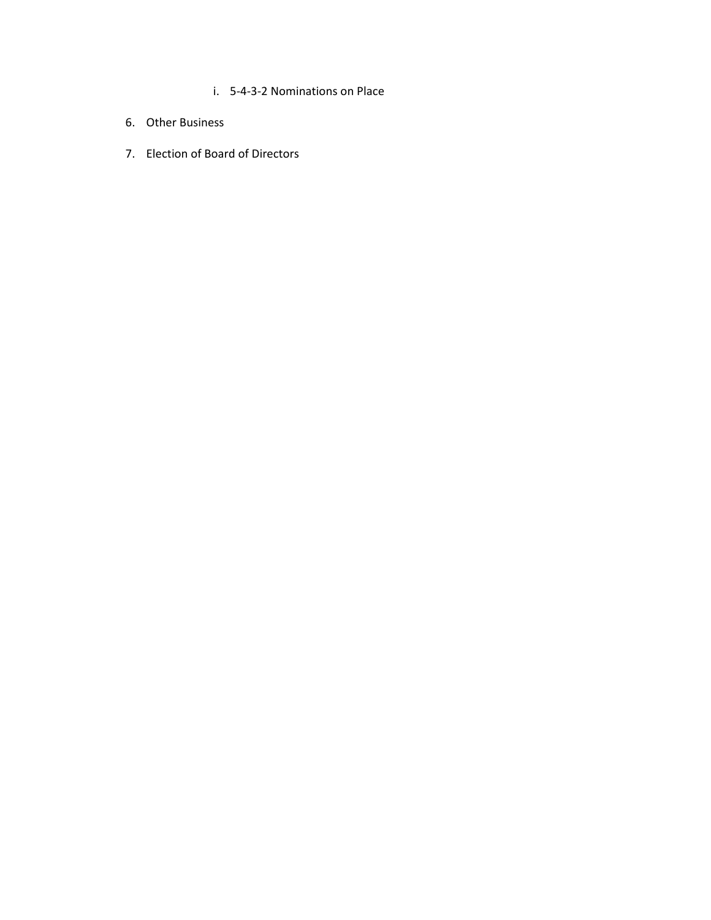i. 5-4-3-2 Nominations on Place

6. Other Business

7. Election of Board of Directors